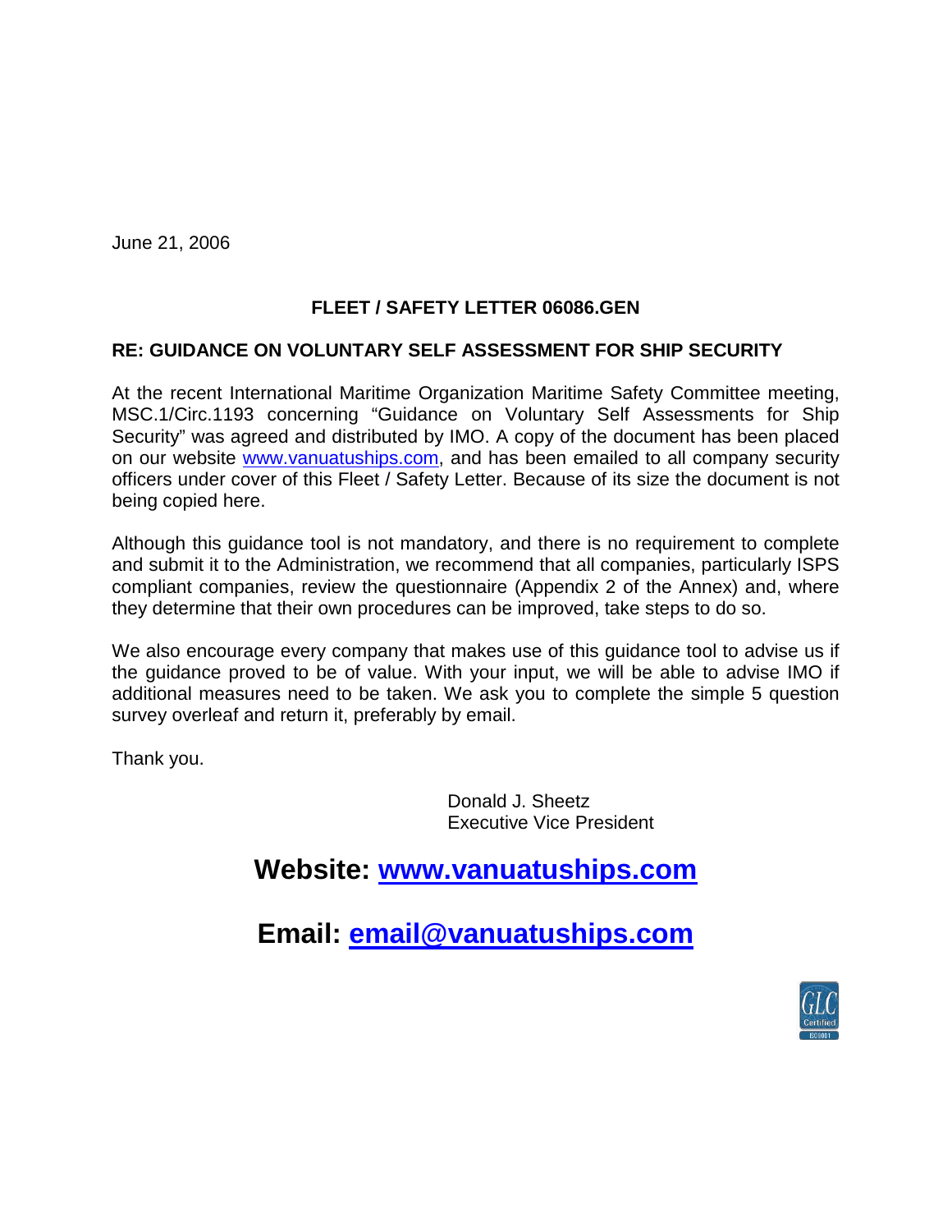June 21, 2006

**FLEET / SAFETY LETTER 06086.GEN**

**RE: GUIDANCE ON VOLUNTARY SELF ASSESSMENT FOR SHIP SECURITY**

At the recent International Maritime Organization Maritime Safety Committee meeting, MSC.1/Circ.1193 concerning "Guidance on Voluntary Self Assessments for Ship Security" was agreed and distributed by IMO. A copy of the document has been placed on our website www.vanuatuships.com, and has been emailed to all company security officers under cover of this Fleet / Safety Letter. Because of its size the document is not being copied here.

Although this guidance tool is not mandatory, and there is no requirement to complete and submit it to the Administration, we recommend that all companies, particularly ISPS compliant companies, review the questionnaire (Appendix 2 of the Annex) and, where they determine that their own procedures can be improved, take steps to do so.

We also encourage every company that makes use of this guidance tool to advise us if the guidance proved to be of value. With your input, we will be able to advise IMO if additional measures need to be taken. We ask you to complete the simple 5 question survey overleaf and return it, preferably by email.

Thank you.

Donald J. Sheetz
Executive Vice President

## Website: www.vanuatuships.com

## Email: email@vanuatuships.com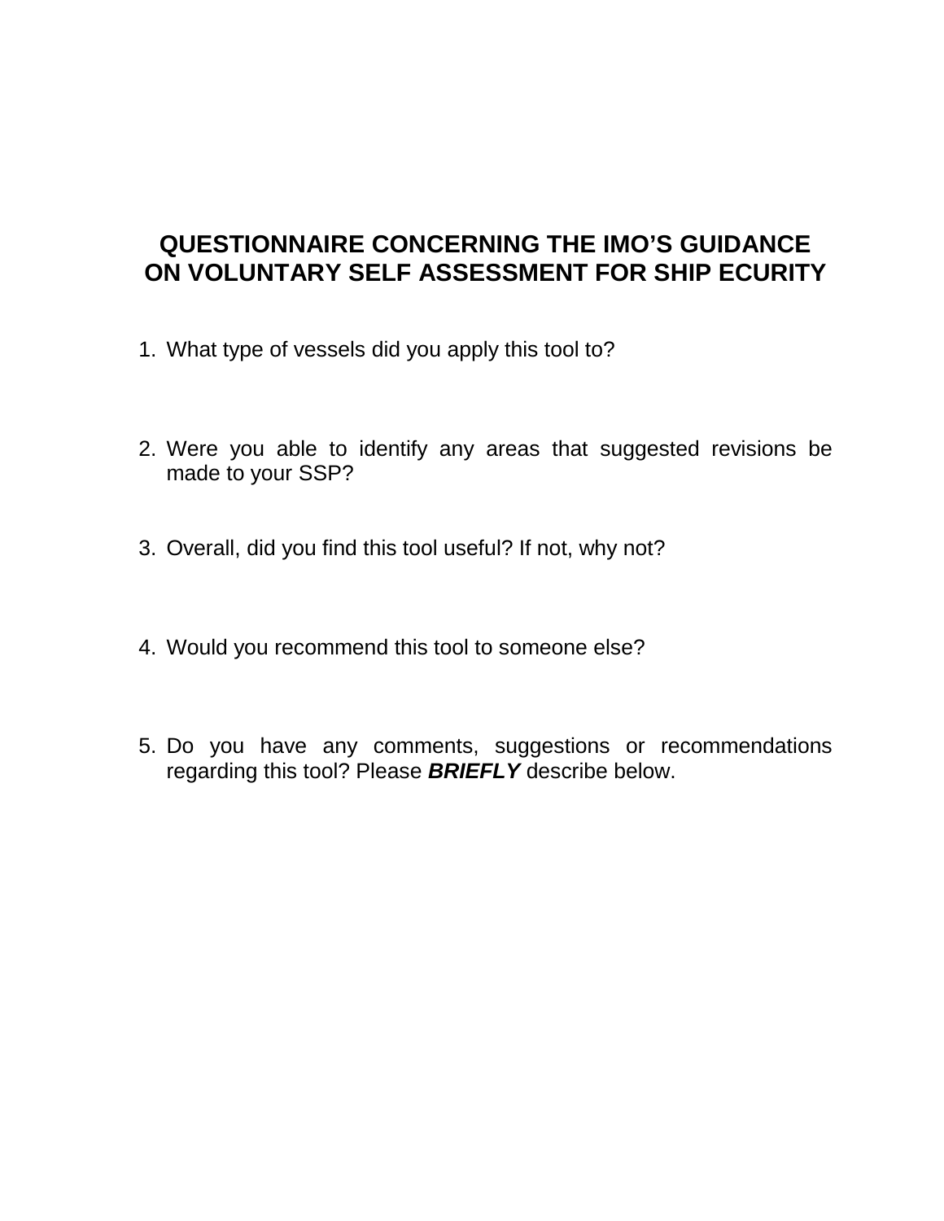# QUESTIONNAIRE CONCERNING THE IMO'S GUIDANCE ON VOLUNTARY SELF ASSESSMENT FOR SHIP ECURITY

1. What type of vessels did you apply this tool to?

2. Were you able to identify any areas that suggested revisions be made to your SSP?

3. Overall, did you find this tool useful? If not, why not?

4. Would you recommend this tool to someone else?

5. Do you have any comments, suggestions or recommendations regarding this tool? Please ***BRIEFLY*** describe below.